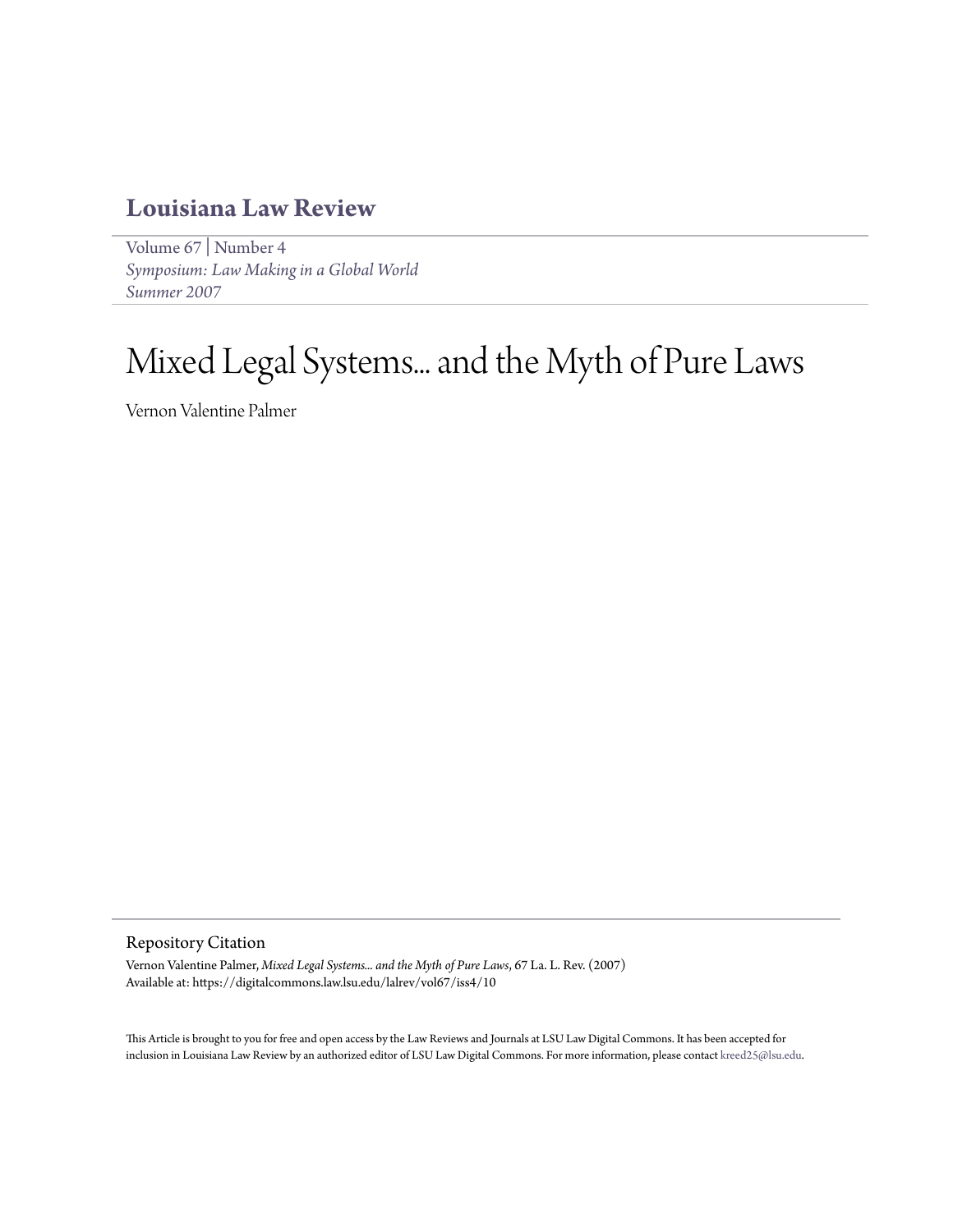# Louisiana Law Review

Volume 67 | Number 4
*Symposium: Law Making in a Global World*
*Summer 2007*

# Mixed Legal Systems... and the Myth of Pure Laws

Vernon Valentine Palmer

## Repository Citation

Vernon Valentine Palmer, *Mixed Legal Systems... and the Myth of Pure Laws*, 67 La. L. Rev. (2007)
Available at: https://digitalcommons.law.lsu.edu/lalrev/vol67/iss4/10

This Article is brought to you for free and open access by the Law Reviews and Journals at LSU Law Digital Commons. It has been accepted for inclusion in Louisiana Law Review by an authorized editor of LSU Law Digital Commons. For more information, please contact kreed25@lsu.edu.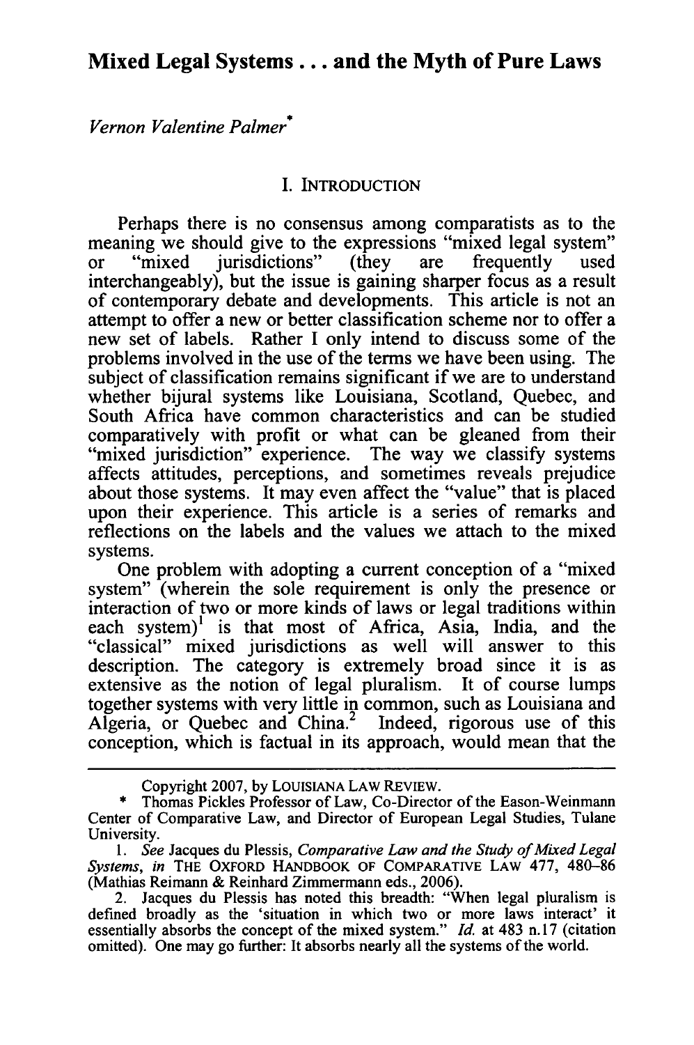# Mixed Legal Systems . . . and the Myth of Pure Laws

*Vernon Valentine Palmer*\*

## I. INTRODUCTION

Perhaps there is no consensus among comparatists as to the meaning we should give to the expressions "mixed legal system" or "mixed jurisdictions" (they are frequently used interchangeably), but the issue is gaining sharper focus as a result of contemporary debate and developments. This article is not an attempt to offer a new or better classification scheme nor to offer a new set of labels. Rather I only intend to discuss some of the problems involved in the use of the terms we have been using. The subject of classification remains significant if we are to understand whether bijural systems like Louisiana, Scotland, Quebec, and South Africa have common characteristics and can be studied comparatively with profit or what can be gleaned from their "mixed jurisdiction" experience. The way we classify systems affects attitudes, perceptions, and sometimes reveals prejudice about those systems. It may even affect the "value" that is placed upon their experience. This article is a series of remarks and reflections on the labels and the values we attach to the mixed systems.

One problem with adopting a current conception of a "mixed system" (wherein the sole requirement is only the presence or interaction of two or more kinds of laws or legal traditions within each system)[1] is that most of Africa, Asia, India, and the "classical" mixed jurisdictions as well will answer to this description. The category is extremely broad since it is as extensive as the notion of legal pluralism. It of course lumps together systems with very little in common, such as Louisiana and Algeria, or Quebec and China.[2] Indeed, rigorous use of this conception, which is factual in its approach, would mean that the

---

Copyright 2007, by LOUISIANA LAW REVIEW.

\* Thomas Pickles Professor of Law, Co-Director of the Eason-Weinmann Center of Comparative Law, and Director of European Legal Studies, Tulane University.

1. *See* Jacques du Plessis, *Comparative Law and the Study of Mixed Legal Systems*, *in* THE OXFORD HANDBOOK OF COMPARATIVE LAW 477, 480–86 (Mathias Reimann & Reinhard Zimmermann eds., 2006).

2. Jacques du Plessis has noted this breadth: "When legal pluralism is defined broadly as the 'situation in which two or more laws interact' it essentially absorbs the concept of the mixed system." *Id.* at 483 n.17 (citation omitted). One may go further: It absorbs nearly all the systems of the world.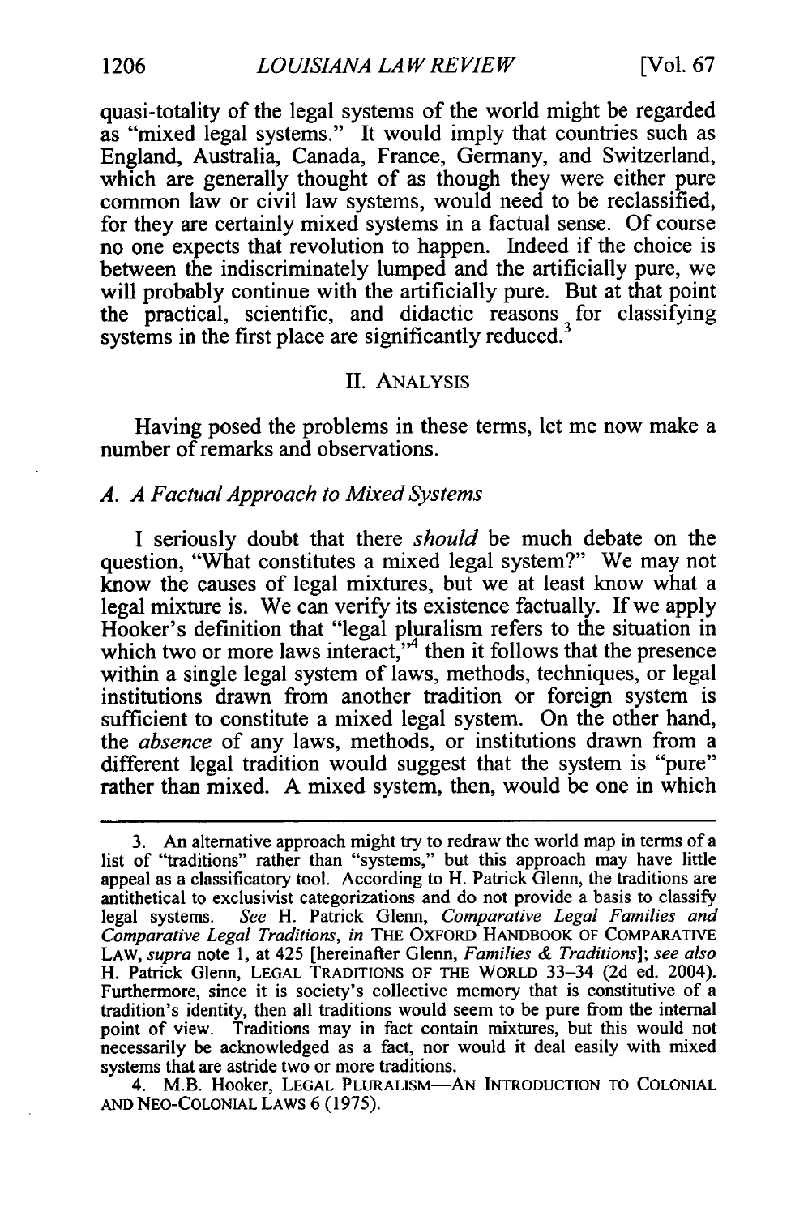quasi-totality of the legal systems of the world might be regarded as "mixed legal systems." It would imply that countries such as England, Australia, Canada, France, Germany, and Switzerland, which are generally thought of as though they were either pure common law or civil law systems, would need to be reclassified, for they are certainly mixed systems in a factual sense. Of course no one expects that revolution to happen. Indeed if the choice is between the indiscriminately lumped and the artificially pure, we will probably continue with the artificially pure. But at that point the practical, scientific, and didactic reasons for classifying systems in the first place are significantly reduced.[3]

## II. ANALYSIS

Having posed the problems in these terms, let me now make a number of remarks and observations.

### *A. A Factual Approach to Mixed Systems*

I seriously doubt that there *should* be much debate on the question, "What constitutes a mixed legal system?" We may not know the causes of legal mixtures, but we at least know what a legal mixture is. We can verify its existence factually. If we apply Hooker's definition that "legal pluralism refers to the situation in which two or more laws interact,"[4] then it follows that the presence within a single legal system of laws, methods, techniques, or legal institutions drawn from another tradition or foreign system is sufficient to constitute a mixed legal system. On the other hand, the *absence* of any laws, methods, or institutions drawn from a different legal tradition would suggest that the system is "pure" rather than mixed. A mixed system, then, would be one in which

---

3. An alternative approach might try to redraw the world map in terms of a list of "traditions" rather than "systems," but this approach may have little appeal as a classificatory tool. According to H. Patrick Glenn, the traditions are antithetical to exclusivist categorizations and do not provide a basis to classify legal systems. *See* H. Patrick Glenn, *Comparative Legal Families and Comparative Legal Traditions*, *in* THE OXFORD HANDBOOK OF COMPARATIVE LAW, *supra* note 1, at 425 [hereinafter Glenn, *Families & Traditions*]; *see also* H. Patrick Glenn, LEGAL TRADITIONS OF THE WORLD 33–34 (2d ed. 2004). Furthermore, since it is society's collective memory that is constitutive of a tradition's identity, then all traditions would seem to be pure from the internal point of view. Traditions may in fact contain mixtures, but this would not necessarily be acknowledged as a fact, nor would it deal easily with mixed systems that are astride two or more traditions.

4. M.B. Hooker, LEGAL PLURALISM—AN INTRODUCTION TO COLONIAL AND NEO-COLONIAL LAWS 6 (1975).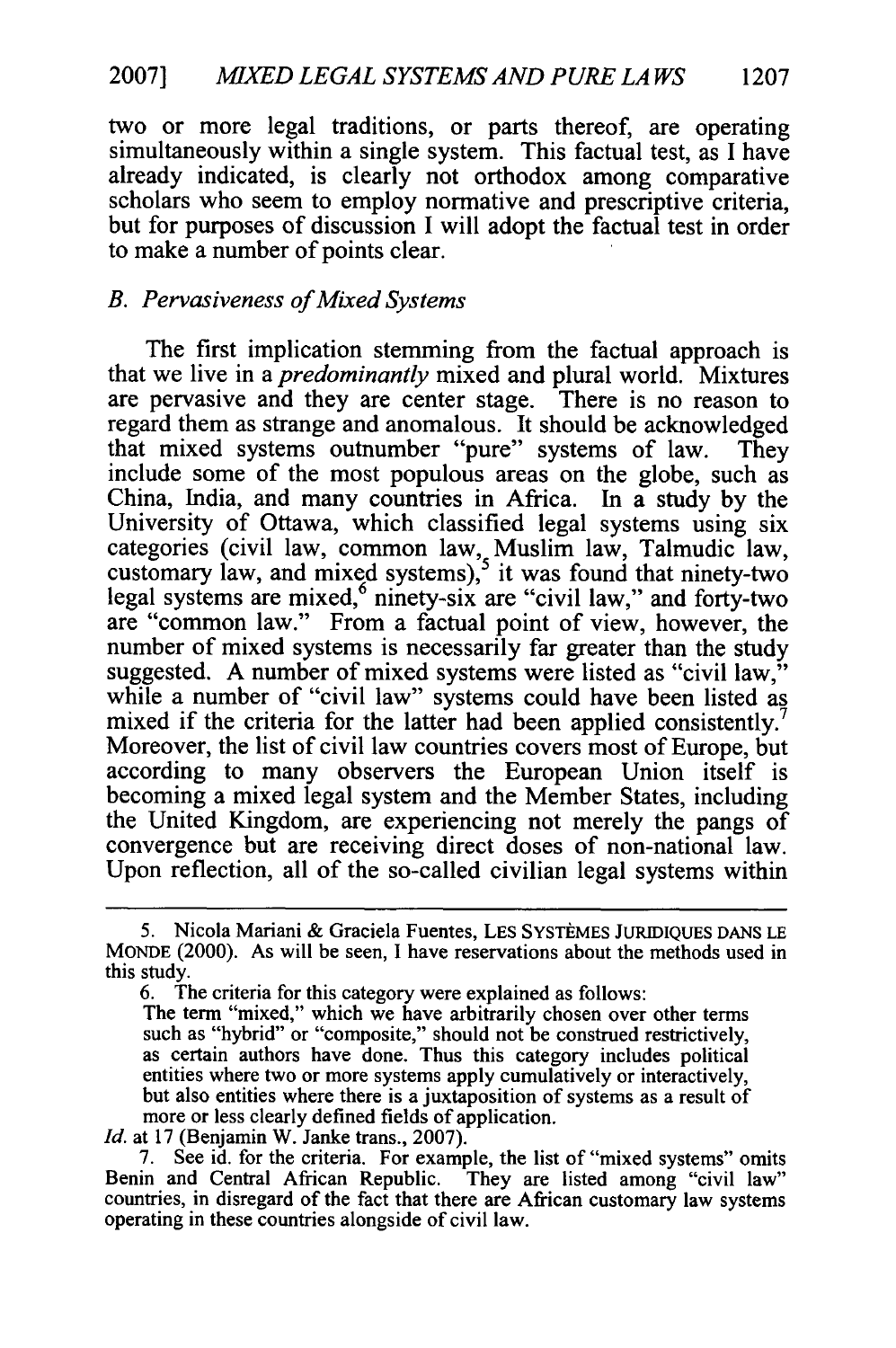two or more legal traditions, or parts thereof, are operating simultaneously within a single system. This factual test, as I have already indicated, is clearly not orthodox among comparative scholars who seem to employ normative and prescriptive criteria, but for purposes of discussion I will adopt the factual test in order to make a number of points clear.

### *B. Pervasiveness of Mixed Systems*

The first implication stemming from the factual approach is that we live in a *predominantly* mixed and plural world. Mixtures are pervasive and they are center stage. There is no reason to regard them as strange and anomalous. It should be acknowledged that mixed systems outnumber "pure" systems of law. They include some of the most populous areas on the globe, such as China, India, and many countries in Africa. In a study by the University of Ottawa, which classified legal systems using six categories (civil law, common law, Muslim law, Talmudic law, customary law, and mixed systems),[5] it was found that ninety-two legal systems are mixed,[6] ninety-six are "civil law," and forty-two are "common law." From a factual point of view, however, the number of mixed systems is necessarily far greater than the study suggested. A number of mixed systems were listed as "civil law," while a number of "civil law" systems could have been listed as mixed if the criteria for the latter had been applied consistently.[7] Moreover, the list of civil law countries covers most of Europe, but according to many observers the European Union itself is becoming a mixed legal system and the Member States, including the United Kingdom, are experiencing not merely the pangs of convergence but are receiving direct doses of non-national law. Upon reflection, all of the so-called civilian legal systems within

---

5. Nicola Mariani & Graciela Fuentes, LES SYSTÈMES JURIDIQUES DANS LE MONDE (2000). As will be seen, I have reservations about the methods used in this study.

6. The criteria for this category were explained as follows:

The term "mixed," which we have arbitrarily chosen over other terms such as "hybrid" or "composite," should not be construed restrictively, as certain authors have done. Thus this category includes political entities where two or more systems apply cumulatively or interactively, but also entities where there is a juxtaposition of systems as a result of more or less clearly defined fields of application.

*Id.* at 17 (Benjamin W. Janke trans., 2007).

7. See id. for the criteria. For example, the list of "mixed systems" omits Benin and Central African Republic. They are listed among "civil law" countries, in disregard of the fact that there are African customary law systems operating in these countries alongside of civil law.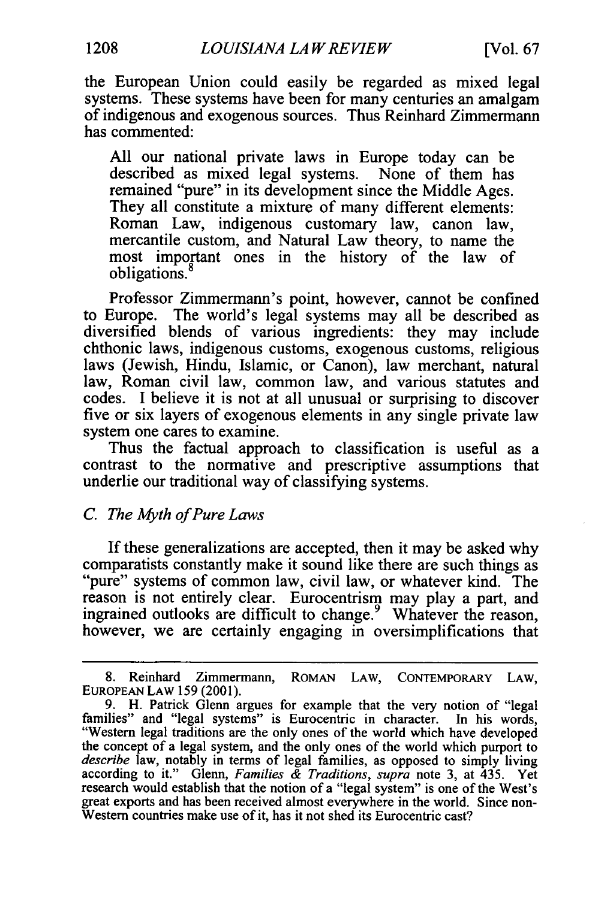the European Union could easily be regarded as mixed legal systems. These systems have been for many centuries an amalgam of indigenous and exogenous sources. Thus Reinhard Zimmermann has commented:

> All our national private laws in Europe today can be described as mixed legal systems. None of them has remained "pure" in its development since the Middle Ages. They all constitute a mixture of many different elements: Roman Law, indigenous customary law, canon law, mercantile custom, and Natural Law theory, to name the most important ones in the history of the law of obligations.[8]

Professor Zimmermann's point, however, cannot be confined to Europe. The world's legal systems may all be described as diversified blends of various ingredients: they may include chthonic laws, indigenous customs, exogenous customs, religious laws (Jewish, Hindu, Islamic, or Canon), law merchant, natural law, Roman civil law, common law, and various statutes and codes. I believe it is not at all unusual or surprising to discover five or six layers of exogenous elements in any single private law system one cares to examine.

Thus the factual approach to classification is useful as a contrast to the normative and prescriptive assumptions that underlie our traditional way of classifying systems.

### *C. The Myth of Pure Laws*

If these generalizations are accepted, then it may be asked why comparatists constantly make it sound like there are such things as "pure" systems of common law, civil law, or whatever kind. The reason is not entirely clear. Eurocentrism may play a part, and ingrained outlooks are difficult to change.[9] Whatever the reason, however, we are certainly engaging in oversimplifications that

---

8. Reinhard Zimmermann, ROMAN LAW, CONTEMPORARY LAW, EUROPEAN LAW 159 (2001).

9. H. Patrick Glenn argues for example that the very notion of "legal families" and "legal systems" is Eurocentric in character. In his words, "Western legal traditions are the only ones of the world which have developed the concept of a legal system, and the only ones of the world which purport to *describe* law, notably in terms of legal families, as opposed to simply living according to it." Glenn, *Families & Traditions*, *supra* note 3, at 435. Yet research would establish that the notion of a "legal system" is one of the West's great exports and has been received almost everywhere in the world. Since non-Western countries make use of it, has it not shed its Eurocentric cast?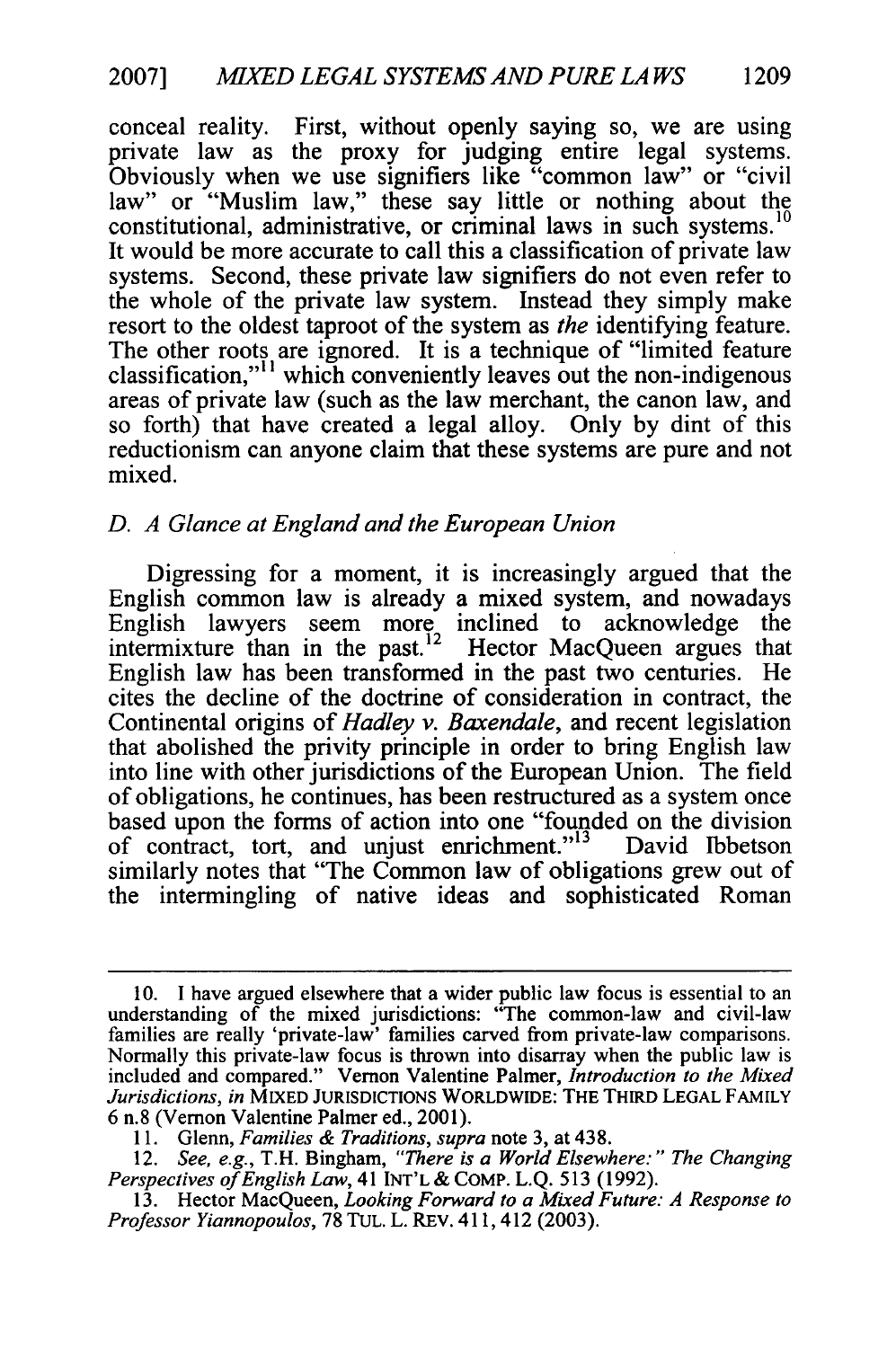conceal reality. First, without openly saying so, we are using private law as the proxy for judging entire legal systems. Obviously when we use signifiers like "common law" or "civil law" or "Muslim law," these say little or nothing about the constitutional, administrative, or criminal laws in such systems.[10] It would be more accurate to call this a classification of private law systems. Second, these private law signifiers do not even refer to the whole of the private law system. Instead they simply make resort to the oldest taproot of the system as *the* identifying feature. The other roots are ignored. It is a technique of "limited feature classification,"[11] which conveniently leaves out the non-indigenous areas of private law (such as the law merchant, the canon law, and so forth) that have created a legal alloy. Only by dint of this reductionism can anyone claim that these systems are pure and not mixed.

### *D. A Glance at England and the European Union*

Digressing for a moment, it is increasingly argued that the English common law is already a mixed system, and nowadays English lawyers seem more inclined to acknowledge the intermixture than in the past.[12] Hector MacQueen argues that English law has been transformed in the past two centuries. He cites the decline of the doctrine of consideration in contract, the Continental origins of *Hadley v. Baxendale*, and recent legislation that abolished the privity principle in order to bring English law into line with other jurisdictions of the European Union. The field of obligations, he continues, has been restructured as a system once based upon the forms of action into one "founded on the division of contract, tort, and unjust enrichment."[13] David Ibbetson similarly notes that "The Common law of obligations grew out of the intermingling of native ideas and sophisticated Roman

---

10. I have argued elsewhere that a wider public law focus is essential to an understanding of the mixed jurisdictions: "The common-law and civil-law families are really 'private-law' families carved from private-law comparisons. Normally this private-law focus is thrown into disarray when the public law is included and compared." Vernon Valentine Palmer, *Introduction to the Mixed Jurisdictions*, *in* MIXED JURISDICTIONS WORLDWIDE: THE THIRD LEGAL FAMILY 6 n.8 (Vernon Valentine Palmer ed., 2001).

11. Glenn, *Families & Traditions*, *supra* note 3, at 438.

12. *See, e.g.*, T.H. Bingham, *"There is a World Elsewhere:" The Changing Perspectives of English Law*, 41 INT'L & COMP. L.Q. 513 (1992).

13. Hector MacQueen, *Looking Forward to a Mixed Future: A Response to Professor Yiannopoulos*, 78 TUL. L. REV. 411, 412 (2003).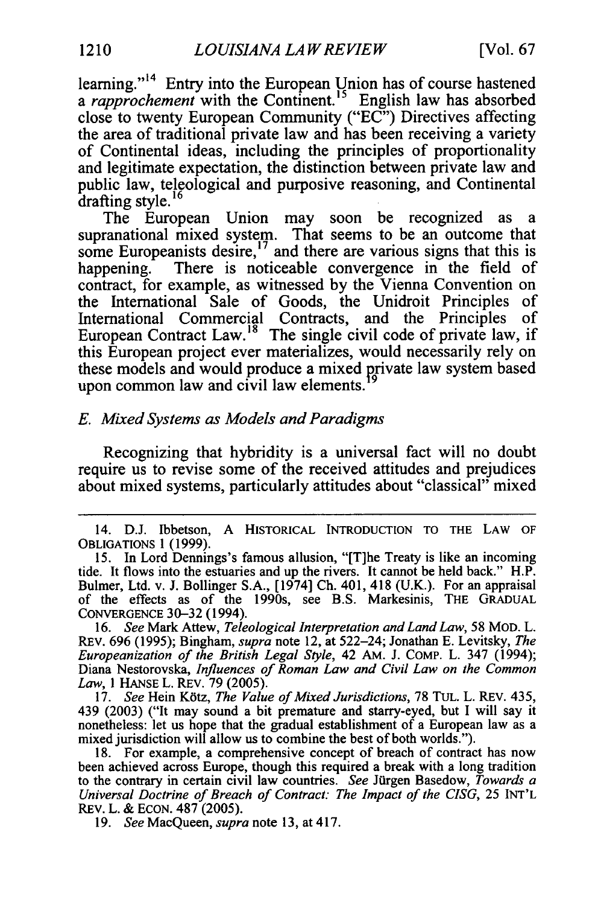learning."[14] Entry into the European Union has of course hastened a *rapprochement* with the Continent.[15] English law has absorbed close to twenty European Community ("EC") Directives affecting the area of traditional private law and has been receiving a variety of Continental ideas, including the principles of proportionality and legitimate expectation, the distinction between private law and public law, teleological and purposive reasoning, and Continental drafting style.[16]

The European Union may soon be recognized as a supranational mixed system. That seems to be an outcome that some Europeanists desire,[17] and there are various signs that this is happening. There is noticeable convergence in the field of contract, for example, as witnessed by the Vienna Convention on the International Sale of Goods, the Unidroit Principles of International Commercial Contracts, and the Principles of European Contract Law.[18] The single civil code of private law, if this European project ever materializes, would necessarily rely on these models and would produce a mixed private law system based upon common law and civil law elements.[19]

### *E. Mixed Systems as Models and Paradigms*

Recognizing that hybridity is a universal fact will no doubt require us to revise some of the received attitudes and prejudices about mixed systems, particularly attitudes about "classical" mixed

---

14. D.J. Ibbetson, A HISTORICAL INTRODUCTION TO THE LAW OF OBLIGATIONS 1 (1999).

15. In Lord Dennings's famous allusion, "[T]he Treaty is like an incoming tide. It flows into the estuaries and up the rivers. It cannot be held back." H.P. Bulmer, Ltd. v. J. Bollinger S.A., [1974] Ch. 401, 418 (U.K.). For an appraisal of the effects as of the 1990s, see B.S. Markesinis, THE GRADUAL CONVERGENCE 30–32 (1994).

16. *See* Mark Attew, *Teleological Interpretation and Land Law*, 58 MOD. L. REV. 696 (1995); Bingham, *supra* note 12, at 522–24; Jonathan E. Levitsky, *The Europeanization of the British Legal Style*, 42 AM. J. COMP. L. 347 (1994); Diana Nestorovska, *Influences of Roman Law and Civil Law on the Common Law*, 1 HANSE L. REV. 79 (2005).

17. *See* Hein Kötz, *The Value of Mixed Jurisdictions*, 78 TUL. L. REV. 435, 439 (2003) ("It may sound a bit premature and starry-eyed, but I will say it nonetheless: let us hope that the gradual establishment of a European law as a mixed jurisdiction will allow us to combine the best of both worlds.").

18. For example, a comprehensive concept of breach of contract has now been achieved across Europe, though this required a break with a long tradition to the contrary in certain civil law countries. *See* Jürgen Basedow, *Towards a Universal Doctrine of Breach of Contract: The Impact of the CISG*, 25 INT'L REV. L. & ECON. 487 (2005).

19. *See* MacQueen, *supra* note 13, at 417.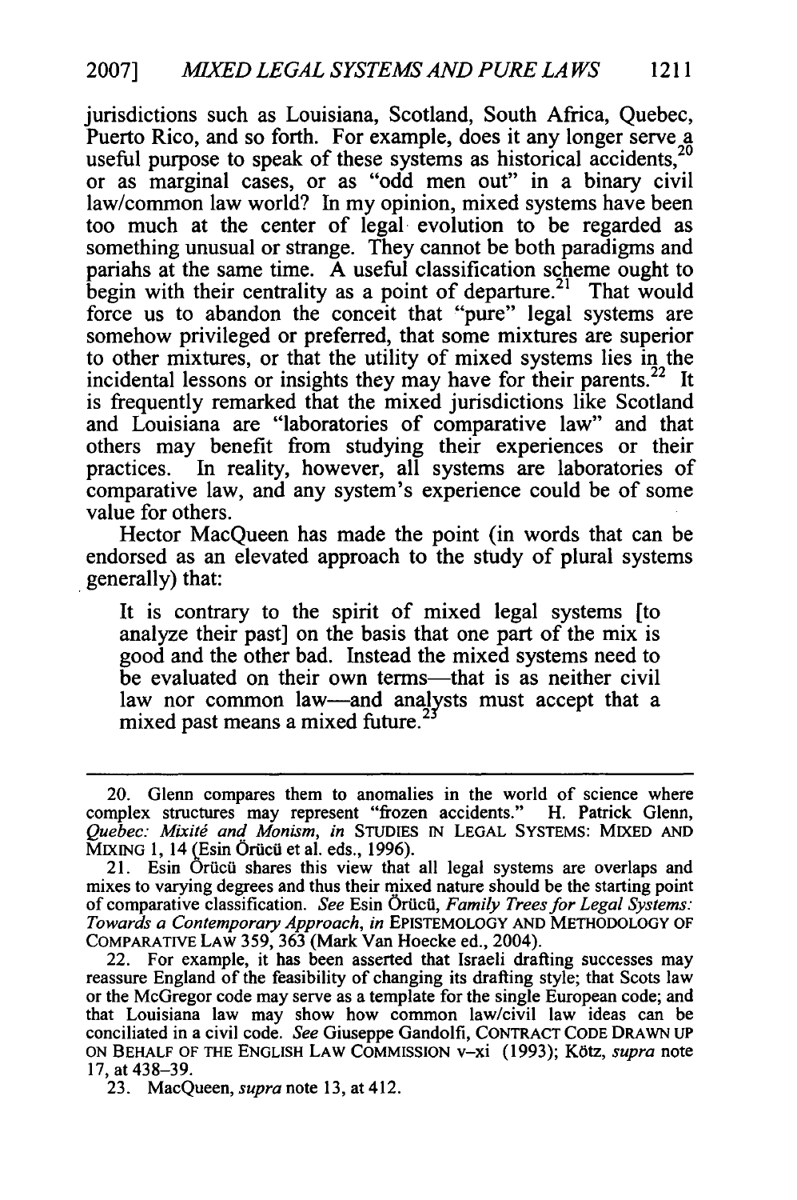jurisdictions such as Louisiana, Scotland, South Africa, Quebec, Puerto Rico, and so forth. For example, does it any longer serve a useful purpose to speak of these systems as historical accidents,[20] or as marginal cases, or as "odd men out" in a binary civil law/common law world? In my opinion, mixed systems have been too much at the center of legal evolution to be regarded as something unusual or strange. They cannot be both paradigms and pariahs at the same time. A useful classification scheme ought to begin with their centrality as a point of departure.[21] That would force us to abandon the conceit that "pure" legal systems are somehow privileged or preferred, that some mixtures are superior to other mixtures, or that the utility of mixed systems lies in the incidental lessons or insights they may have for their parents.[22] It is frequently remarked that the mixed jurisdictions like Scotland and Louisiana are "laboratories of comparative law" and that others may benefit from studying their experiences or their practices. In reality, however, all systems are laboratories of comparative law, and any system's experience could be of some value for others.

Hector MacQueen has made the point (in words that can be endorsed as an elevated approach to the study of plural systems generally) that:

> It is contrary to the spirit of mixed legal systems [to analyze their past] on the basis that one part of the mix is good and the other bad. Instead the mixed systems need to be evaluated on their own terms—that is as neither civil law nor common law—and analysts must accept that a mixed past means a mixed future.[23]

---

20. Glenn compares them to anomalies in the world of science where complex structures may represent "frozen accidents." H. Patrick Glenn, *Quebec: Mixité and Monism*, *in* STUDIES IN LEGAL SYSTEMS: MIXED AND MIXING 1, 14 (Esin Örücü et al. eds., 1996).

21. Esin Örücü shares this view that all legal systems are overlaps and mixes to varying degrees and thus their mixed nature should be the starting point of comparative classification. *See* Esin Örücü, *Family Trees for Legal Systems: Towards a Contemporary Approach*, *in* EPISTEMOLOGY AND METHODOLOGY OF COMPARATIVE LAW 359, 363 (Mark Van Hoecke ed., 2004).

22. For example, it has been asserted that Israeli drafting successes may reassure England of the feasibility of changing its drafting style; that Scots law or the McGregor code may serve as a template for the single European code; and that Louisiana law may show how common law/civil law ideas can be conciliated in a civil code. *See* Giuseppe Gandolfi, CONTRACT CODE DRAWN UP ON BEHALF OF THE ENGLISH LAW COMMISSION v–xi (1993); Kötz, *supra* note 17, at 438–39.

23. MacQueen, *supra* note 13, at 412.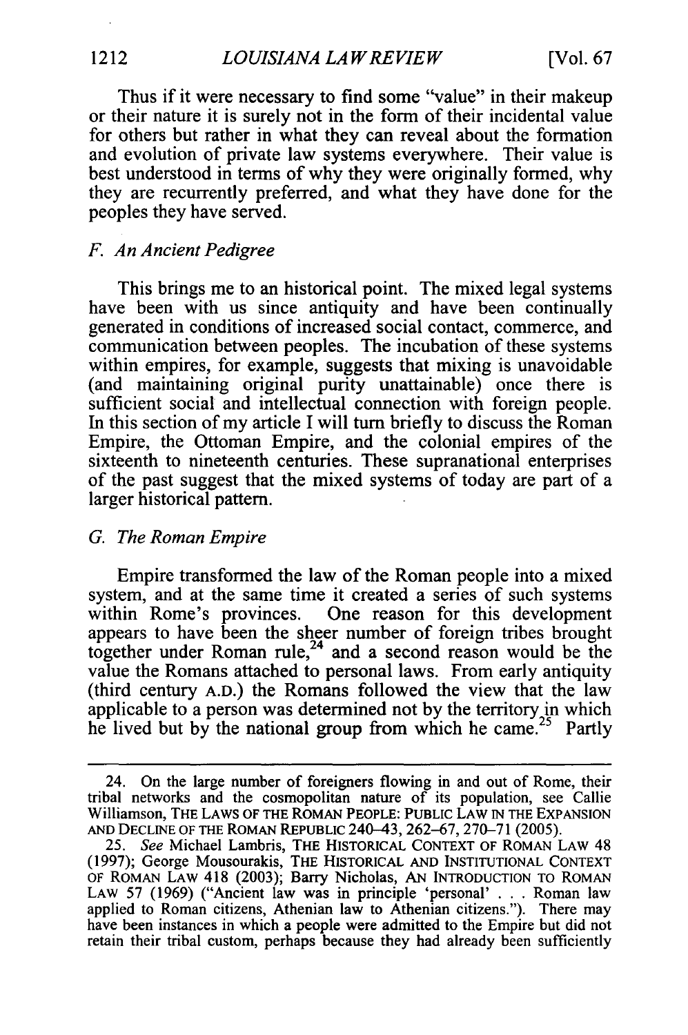Thus if it were necessary to find some "value" in their makeup or their nature it is surely not in the form of their incidental value for others but rather in what they can reveal about the formation and evolution of private law systems everywhere. Their value is best understood in terms of why they were originally formed, why they are recurrently preferred, and what they have done for the peoples they have served.

### *F. An Ancient Pedigree*

This brings me to an historical point. The mixed legal systems have been with us since antiquity and have been continually generated in conditions of increased social contact, commerce, and communication between peoples. The incubation of these systems within empires, for example, suggests that mixing is unavoidable (and maintaining original purity unattainable) once there is sufficient social and intellectual connection with foreign people. In this section of my article I will turn briefly to discuss the Roman Empire, the Ottoman Empire, and the colonial empires of the sixteenth to nineteenth centuries. These supranational enterprises of the past suggest that the mixed systems of today are part of a larger historical pattern.

### *G. The Roman Empire*

Empire transformed the law of the Roman people into a mixed system, and at the same time it created a series of such systems within Rome's provinces. One reason for this development appears to have been the sheer number of foreign tribes brought together under Roman rule,[24] and a second reason would be the value the Romans attached to personal laws. From early antiquity (third century A.D.) the Romans followed the view that the law applicable to a person was determined not by the territory in which he lived but by the national group from which he came.[25] Partly

---

24. On the large number of foreigners flowing in and out of Rome, their tribal networks and the cosmopolitan nature of its population, see Callie Williamson, THE LAWS OF THE ROMAN PEOPLE: PUBLIC LAW IN THE EXPANSION AND DECLINE OF THE ROMAN REPUBLIC 240–43, 262–67, 270–71 (2005).

25. *See* Michael Lambris, THE HISTORICAL CONTEXT OF ROMAN LAW 48 (1997); George Mousourakis, THE HISTORICAL AND INSTITUTIONAL CONTEXT OF ROMAN LAW 418 (2003); Barry Nicholas, AN INTRODUCTION TO ROMAN LAW 57 (1969) ("Ancient law was in principle 'personal' . . . Roman law applied to Roman citizens, Athenian law to Athenian citizens."). There may have been instances in which a people were admitted to the Empire but did not retain their tribal custom, perhaps because they had already been sufficiently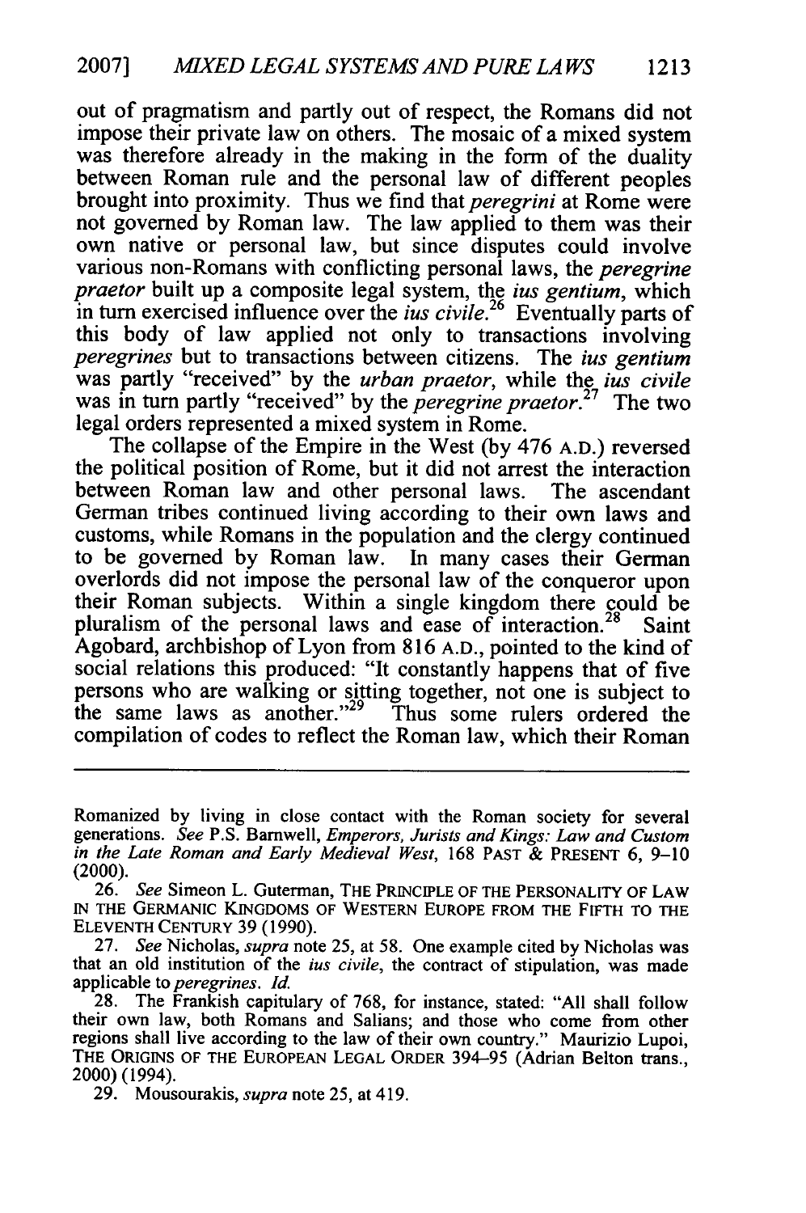out of pragmatism and partly out of respect, the Romans did not impose their private law on others. The mosaic of a mixed system was therefore already in the making in the form of the duality between Roman rule and the personal law of different peoples brought into proximity. Thus we find that *peregrini* at Rome were not governed by Roman law. The law applied to them was their own native or personal law, but since disputes could involve various non-Romans with conflicting personal laws, the *peregrine praetor* built up a composite legal system, the *ius gentium*, which in turn exercised influence over the *ius civile*.[26] Eventually parts of this body of law applied not only to transactions involving *peregrines* but to transactions between citizens. The *ius gentium* was partly "received" by the *urban praetor*, while the *ius civile* was in turn partly "received" by the *peregrine praetor*.[27] The two legal orders represented a mixed system in Rome.

The collapse of the Empire in the West (by 476 A.D.) reversed the political position of Rome, but it did not arrest the interaction between Roman law and other personal laws. The ascendant German tribes continued living according to their own laws and customs, while Romans in the population and the clergy continued to be governed by Roman law. In many cases their German overlords did not impose the personal law of the conqueror upon their Roman subjects. Within a single kingdom there could be pluralism of the personal laws and ease of interaction.[28] Saint Agobard, archbishop of Lyon from 816 A.D., pointed to the kind of social relations this produced: "It constantly happens that of five persons who are walking or sitting together, not one is subject to the same laws as another."[29] Thus some rulers ordered the compilation of codes to reflect the Roman law, which their Roman

---

Romanized by living in close contact with the Roman society for several generations. *See* P.S. Barnwell, *Emperors, Jurists and Kings: Law and Custom in the Late Roman and Early Medieval West*, 168 PAST & PRESENT 6, 9–10 (2000).

26. *See* Simeon L. Guterman, THE PRINCIPLE OF THE PERSONALITY OF LAW IN THE GERMANIC KINGDOMS OF WESTERN EUROPE FROM THE FIFTH TO THE ELEVENTH CENTURY 39 (1990).

27. *See* Nicholas, *supra* note 25, at 58. One example cited by Nicholas was that an old institution of the *ius civile*, the contract of stipulation, was made applicable to *peregrines*. *Id.*

28. The Frankish capitulary of 768, for instance, stated: "All shall follow their own law, both Romans and Salians; and those who come from other regions shall live according to the law of their own country." Maurizio Lupoi, THE ORIGINS OF THE EUROPEAN LEGAL ORDER 394–95 (Adrian Belton trans., 2000) (1994).

29. Mousourakis, *supra* note 25, at 419.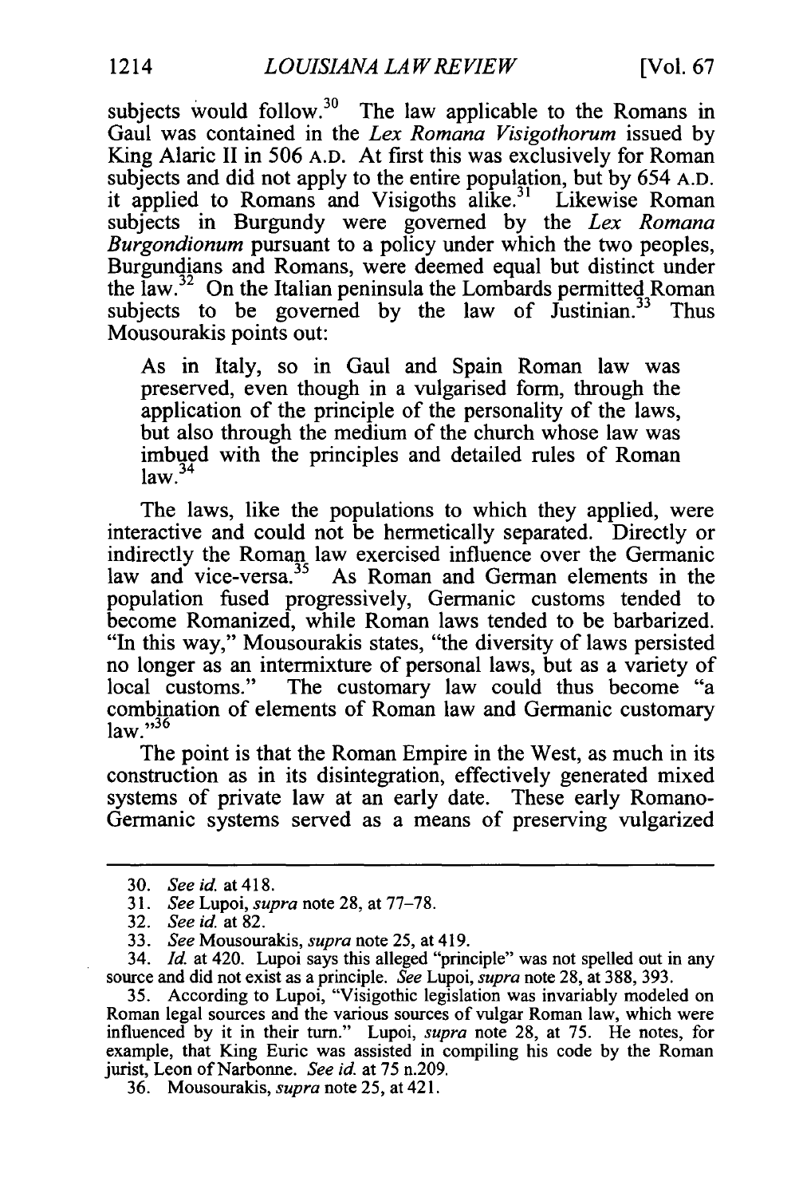subjects would follow.[30] The law applicable to the Romans in Gaul was contained in the *Lex Romana Visigothorum* issued by King Alaric II in 506 A.D. At first this was exclusively for Roman subjects and did not apply to the entire population, but by 654 A.D. it applied to Romans and Visigoths alike.[31] Likewise Roman subjects in Burgundy were governed by the *Lex Romana Burgondionum* pursuant to a policy under which the two peoples, Burgundians and Romans, were deemed equal but distinct under the law.[32] On the Italian peninsula the Lombards permitted Roman subjects to be governed by the law of Justinian.[33] Thus Mousourakis points out:

> As in Italy, so in Gaul and Spain Roman law was preserved, even though in a vulgarised form, through the application of the principle of the personality of the laws, but also through the medium of the church whose law was imbued with the principles and detailed rules of Roman law.[34]

The laws, like the populations to which they applied, were interactive and could not be hermetically separated. Directly or indirectly the Roman law exercised influence over the Germanic law and vice-versa.[35] As Roman and German elements in the population fused progressively, Germanic customs tended to become Romanized, while Roman laws tended to be barbarized. "In this way," Mousourakis states, "the diversity of laws persisted no longer as an intermixture of personal laws, but as a variety of local customs." The customary law could thus become "a combination of elements of Roman law and Germanic customary law."[36]

The point is that the Roman Empire in the West, as much in its construction as in its disintegration, effectively generated mixed systems of private law at an early date. These early Romano-Germanic systems served as a means of preserving vulgarized

---

30. *See id.* at 418.

31. *See* Lupoi, *supra* note 28, at 77–78.

32. *See id.* at 82.

33. *See* Mousourakis, *supra* note 25, at 419.

34. *Id.* at 420. Lupoi says this alleged "principle" was not spelled out in any source and did not exist as a principle. *See* Lupoi, *supra* note 28, at 388, 393.

35. According to Lupoi, "Visigothic legislation was invariably modeled on Roman legal sources and the various sources of vulgar Roman law, which were influenced by it in their turn." Lupoi, *supra* note 28, at 75. He notes, for example, that King Euric was assisted in compiling his code by the Roman jurist, Leon of Narbonne. *See id.* at 75 n.209.

36. Mousourakis, *supra* note 25, at 421.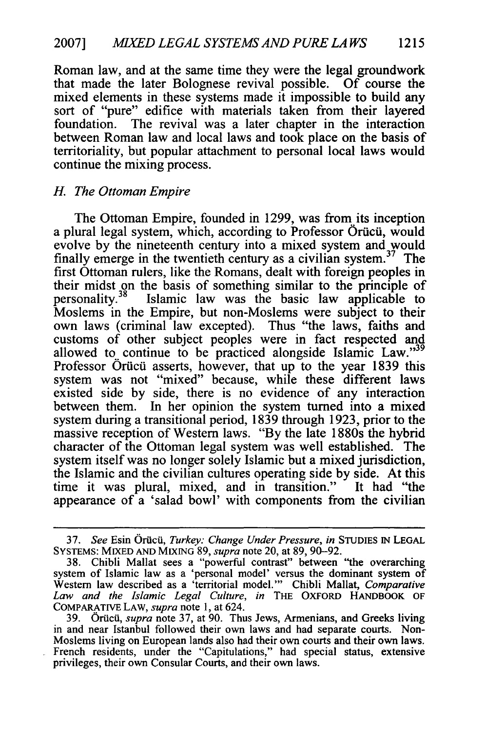Roman law, and at the same time they were the legal groundwork that made the later Bolognese revival possible. Of course the mixed elements in these systems made it impossible to build any sort of "pure" edifice with materials taken from their layered foundation. The revival was a later chapter in the interaction between Roman law and local laws and took place on the basis of territoriality, but popular attachment to personal local laws would continue the mixing process.

### *H. The Ottoman Empire*

The Ottoman Empire, founded in 1299, was from its inception a plural legal system, which, according to Professor Örücü, would evolve by the nineteenth century into a mixed system and would finally emerge in the twentieth century as a civilian system.[37] The first Ottoman rulers, like the Romans, dealt with foreign peoples in their midst on the basis of something similar to the principle of personality.[38] Islamic law was the basic law applicable to Moslems in the Empire, but non-Moslems were subject to their own laws (criminal law excepted). Thus "the laws, faiths and customs of other subject peoples were in fact respected and allowed to continue to be practiced alongside Islamic Law."[39] Professor Örücü asserts, however, that up to the year 1839 this system was not "mixed" because, while these different laws existed side by side, there is no evidence of any interaction between them. In her opinion the system turned into a mixed system during a transitional period, 1839 through 1923, prior to the massive reception of Western laws. "By the late 1880s the hybrid character of the Ottoman legal system was well established. The system itself was no longer solely Islamic but a mixed jurisdiction, the Islamic and the civilian cultures operating side by side. At this time it was plural, mixed, and in transition." It had "the appearance of a 'salad bowl' with components from the civilian

---

37. *See* Esin Örücü, *Turkey: Change Under Pressure*, *in* STUDIES IN LEGAL SYSTEMS: MIXED AND MIXING 89, *supra* note 20, at 89, 90–92.

38. Chibli Mallat sees a "powerful contrast" between "the overarching system of Islamic law as a 'personal model' versus the dominant system of Western law described as a 'territorial model.'" Chibli Mallat, *Comparative Law and the Islamic Legal Culture*, *in* THE OXFORD HANDBOOK OF COMPARATIVE LAW, *supra* note 1, at 624.

39. Örücü, *supra* note 37, at 90. Thus Jews, Armenians, and Greeks living in and near Istanbul followed their own laws and had separate courts. Non-Moslems living on European lands also had their own courts and their own laws. French residents, under the "Capitulations," had special status, extensive privileges, their own Consular Courts, and their own laws.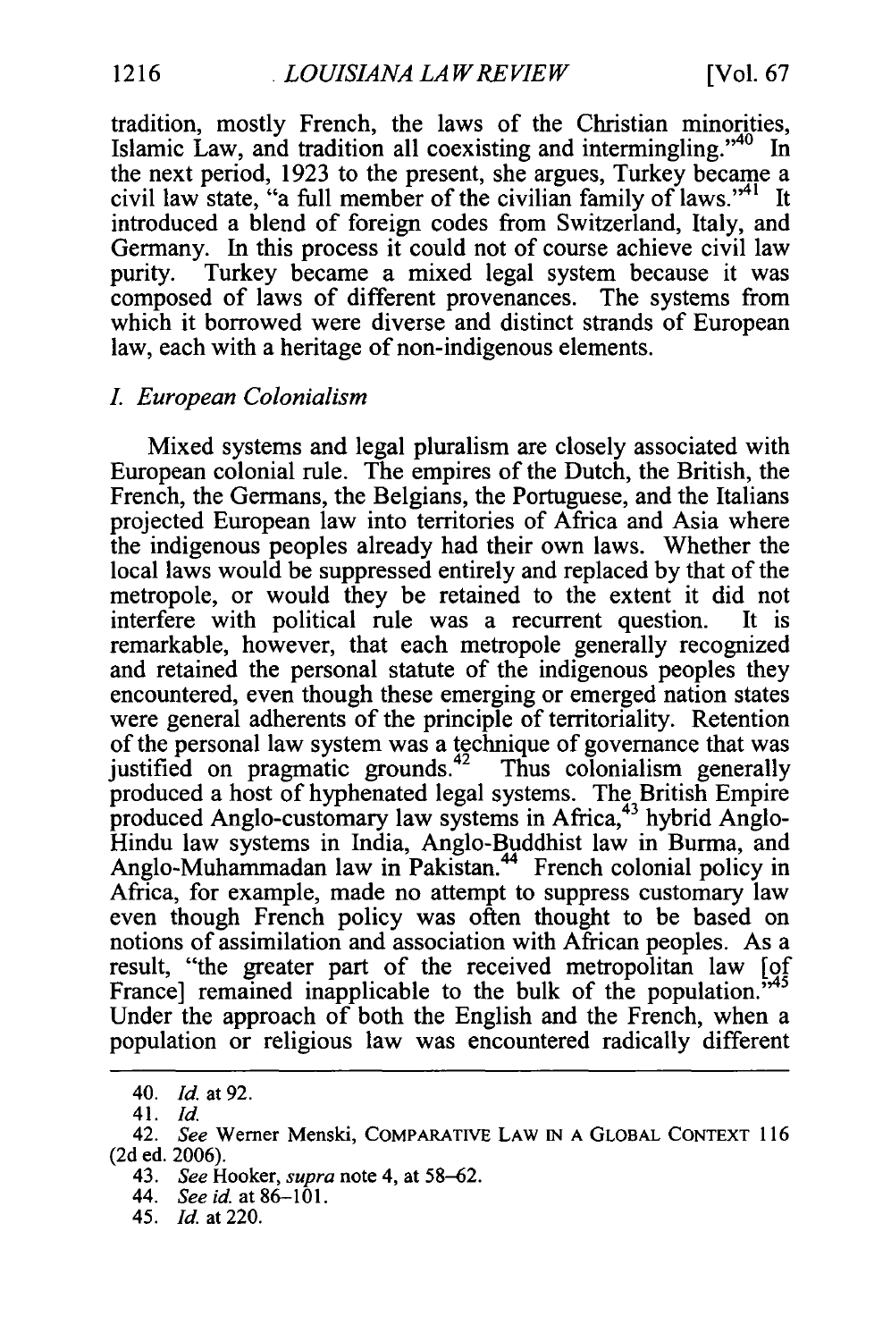tradition, mostly French, the laws of the Christian minorities, Islamic Law, and tradition all coexisting and intermingling."[40] In the next period, 1923 to the present, she argues, Turkey became a civil law state, "a full member of the civilian family of laws."[41] It introduced a blend of foreign codes from Switzerland, Italy, and Germany. In this process it could not of course achieve civil law purity. Turkey became a mixed legal system because it was composed of laws of different provenances. The systems from which it borrowed were diverse and distinct strands of European law, each with a heritage of non-indigenous elements.

### *I. European Colonialism*

Mixed systems and legal pluralism are closely associated with European colonial rule. The empires of the Dutch, the British, the French, the Germans, the Belgians, the Portuguese, and the Italians projected European law into territories of Africa and Asia where the indigenous peoples already had their own laws. Whether the local laws would be suppressed entirely and replaced by that of the metropole, or would they be retained to the extent it did not interfere with political rule was a recurrent question. It is remarkable, however, that each metropole generally recognized and retained the personal statute of the indigenous peoples they encountered, even though these emerging or emerged nation states were general adherents of the principle of territoriality. Retention of the personal law system was a technique of governance that was justified on pragmatic grounds.[42] Thus colonialism generally produced a host of hyphenated legal systems. The British Empire produced Anglo-customary law systems in Africa,[43] hybrid Anglo-Hindu law systems in India, Anglo-Buddhist law in Burma, and Anglo-Muhammadan law in Pakistan.[44] French colonial policy in Africa, for example, made no attempt to suppress customary law even though French policy was often thought to be based on notions of assimilation and association with African peoples. As a result, "the greater part of the received metropolitan law [of France] remained inapplicable to the bulk of the population."[45] Under the approach of both the English and the French, when a population or religious law was encountered radically different

---

40. *Id.* at 92.

41. *Id.*

42. *See* Werner Menski, COMPARATIVE LAW IN A GLOBAL CONTEXT 116 (2d ed. 2006).

43. *See* Hooker, *supra* note 4, at 58–62.

44. *See id.* at 86–101.

45. *Id.* at 220.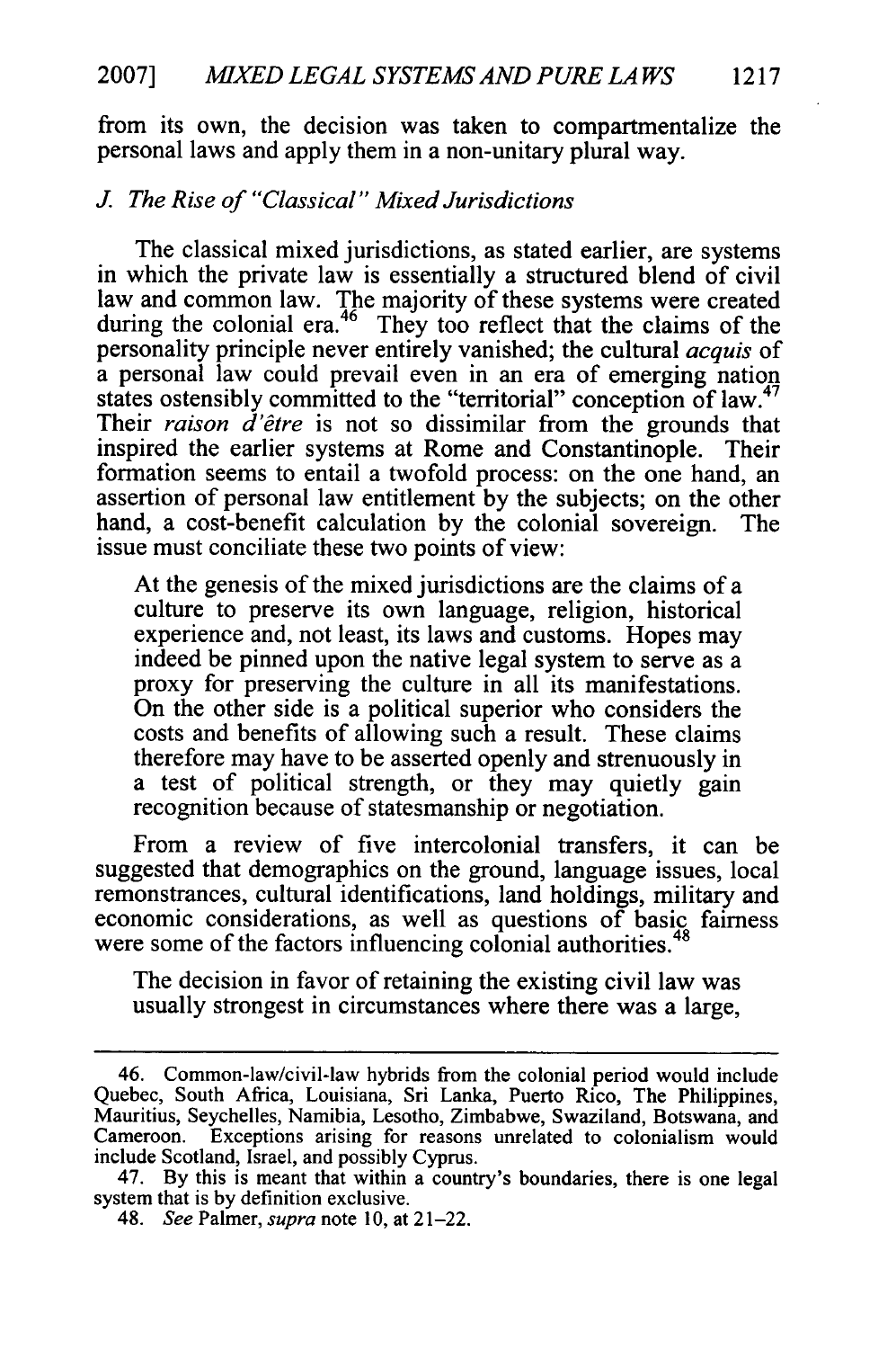from its own, the decision was taken to compartmentalize the personal laws and apply them in a non-unitary plural way.

### *J. The Rise of "Classical" Mixed Jurisdictions*

The classical mixed jurisdictions, as stated earlier, are systems in which the private law is essentially a structured blend of civil law and common law. The majority of these systems were created during the colonial era.[46] They too reflect that the claims of the personality principle never entirely vanished; the cultural *acquis* of a personal law could prevail even in an era of emerging nation states ostensibly committed to the "territorial" conception of law.[47] Their *raison d'être* is not so dissimilar from the grounds that inspired the earlier systems at Rome and Constantinople. Their formation seems to entail a twofold process: on the one hand, an assertion of personal law entitlement by the subjects; on the other hand, a cost-benefit calculation by the colonial sovereign. The issue must conciliate these two points of view:

> At the genesis of the mixed jurisdictions are the claims of a culture to preserve its own language, religion, historical experience and, not least, its laws and customs. Hopes may indeed be pinned upon the native legal system to serve as a proxy for preserving the culture in all its manifestations. On the other side is a political superior who considers the costs and benefits of allowing such a result. These claims therefore may have to be asserted openly and strenuously in a test of political strength, or they may quietly gain recognition because of statesmanship or negotiation.

From a review of five intercolonial transfers, it can be suggested that demographics on the ground, language issues, local remonstrances, cultural identifications, land holdings, military and economic considerations, as well as questions of basic fairness were some of the factors influencing colonial authorities.[48]

> The decision in favor of retaining the existing civil law was usually strongest in circumstances where there was a large,

---

46. Common-law/civil-law hybrids from the colonial period would include Quebec, South Africa, Louisiana, Sri Lanka, Puerto Rico, The Philippines, Mauritius, Seychelles, Namibia, Lesotho, Zimbabwe, Swaziland, Botswana, and Cameroon. Exceptions arising for reasons unrelated to colonialism would include Scotland, Israel, and possibly Cyprus.

47. By this is meant that within a country's boundaries, there is one legal system that is by definition exclusive.

48. *See* Palmer, *supra* note 10, at 21–22.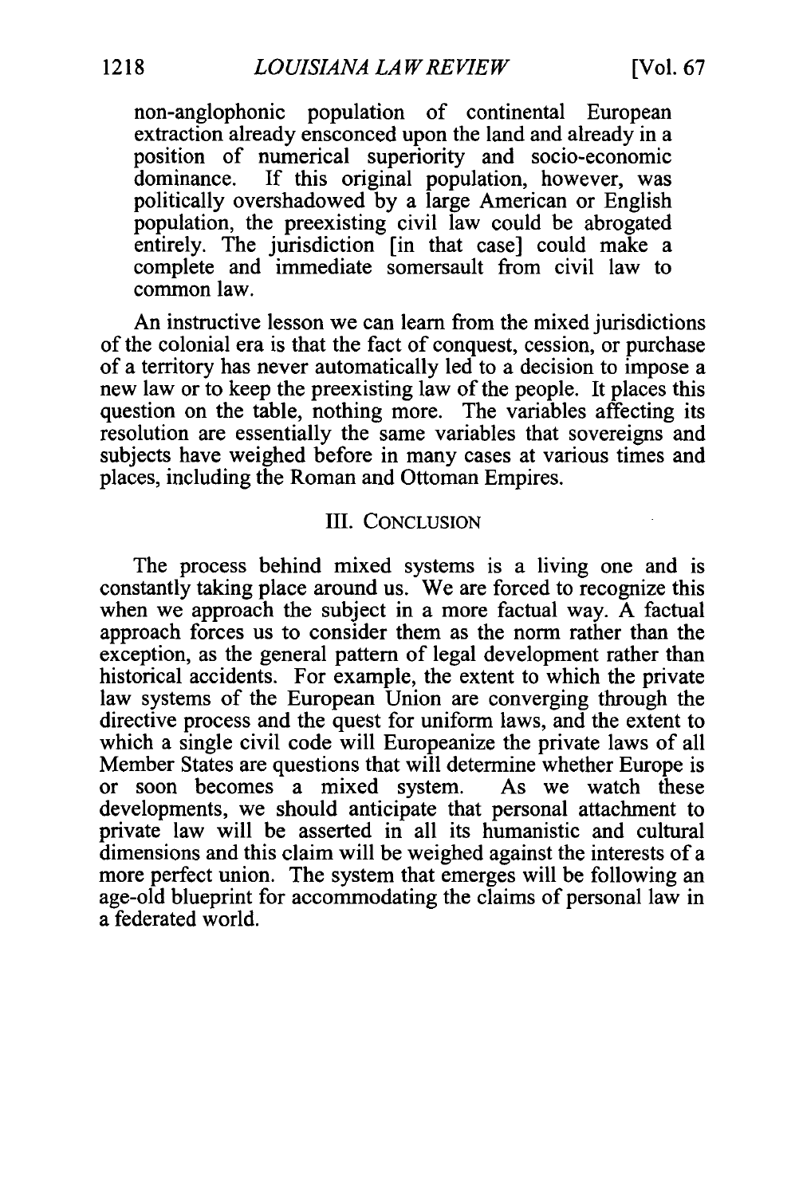non-anglophonic population of continental European extraction already ensconced upon the land and already in a position of numerical superiority and socio-economic dominance. If this original population, however, was politically overshadowed by a large American or English population, the preexisting civil law could be abrogated entirely. The jurisdiction [in that case] could make a complete and immediate somersault from civil law to common law.

An instructive lesson we can learn from the mixed jurisdictions of the colonial era is that the fact of conquest, cession, or purchase of a territory has never automatically led to a decision to impose a new law or to keep the preexisting law of the people. It places this question on the table, nothing more. The variables affecting its resolution are essentially the same variables that sovereigns and subjects have weighed before in many cases at various times and places, including the Roman and Ottoman Empires.

## III. CONCLUSION

The process behind mixed systems is a living one and is constantly taking place around us. We are forced to recognize this when we approach the subject in a more factual way. A factual approach forces us to consider them as the norm rather than the exception, as the general pattern of legal development rather than historical accidents. For example, the extent to which the private law systems of the European Union are converging through the directive process and the quest for uniform laws, and the extent to which a single civil code will Europeanize the private laws of all Member States are questions that will determine whether Europe is or soon becomes a mixed system. As we watch these developments, we should anticipate that personal attachment to private law will be asserted in all its humanistic and cultural dimensions and this claim will be weighed against the interests of a more perfect union. The system that emerges will be following an age-old blueprint for accommodating the claims of personal law in a federated world.